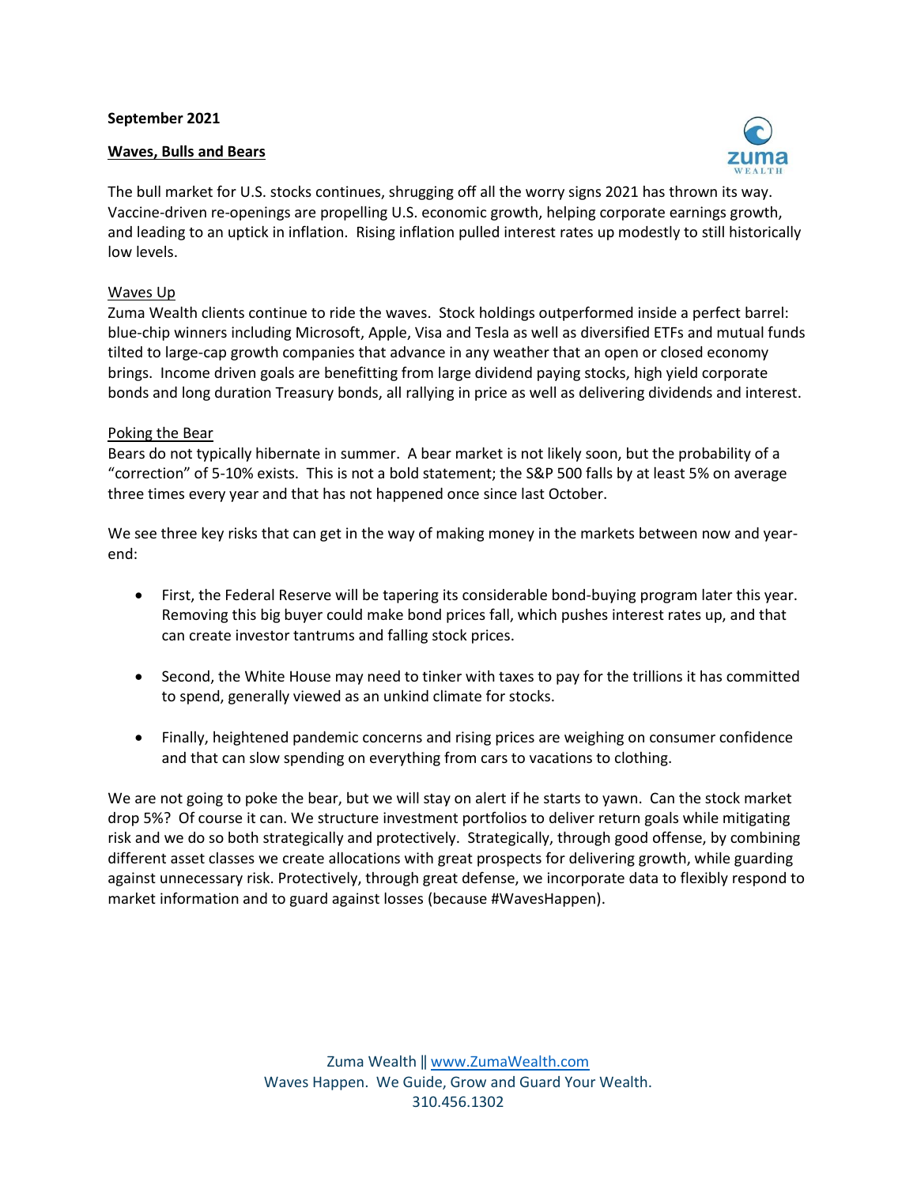**September 2021**

## Waves, Bulls and Bears

The bull market for U.S. stocks continues, shrugging off all the worry signs 2021 has thrown its way. Vaccine-driven re-openings are propelling U.S. economic growth, helping corporate earnings growth, and leading to an uptick in inflation. Rising inflation pulled interest rates up modestly to still historically low levels.

### Waves Up

Zuma Wealth clients continue to ride the waves. Stock holdings outperformed inside a perfect barrel: blue-chip winners including Microsoft, Apple, Visa and Tesla as well as diversified ETFs and mutual funds tilted to large-cap growth companies that advance in any weather that an open or closed economy brings. Income driven goals are benefitting from large dividend paying stocks, high yield corporate bonds and long duration Treasury bonds, all rallying in price as well as delivering dividends and interest.

### Poking the Bear

Bears do not typically hibernate in summer. A bear market is not likely soon, but the probability of a "correction" of 5-10% exists. This is not a bold statement; the S&P 500 falls by at least 5% on average three times every year and that has not happened once since last October.

We see three key risks that can get in the way of making money in the markets between now and year-end:

- First, the Federal Reserve will be tapering its considerable bond-buying program later this year. Removing this big buyer could make bond prices fall, which pushes interest rates up, and that can create investor tantrums and falling stock prices.

- Second, the White House may need to tinker with taxes to pay for the trillions it has committed to spend, generally viewed as an unkind climate for stocks.

- Finally, heightened pandemic concerns and rising prices are weighing on consumer confidence and that can slow spending on everything from cars to vacations to clothing.

We are not going to poke the bear, but we will stay on alert if he starts to yawn. Can the stock market drop 5%? Of course it can. We structure investment portfolios to deliver return goals while mitigating risk and we do so both strategically and protectively. Strategically, through good offense, by combining different asset classes we create allocations with great prospects for delivering growth, while guarding against unnecessary risk. Protectively, through great defense, we incorporate data to flexibly respond to market information and to guard against losses (because #WavesHappen).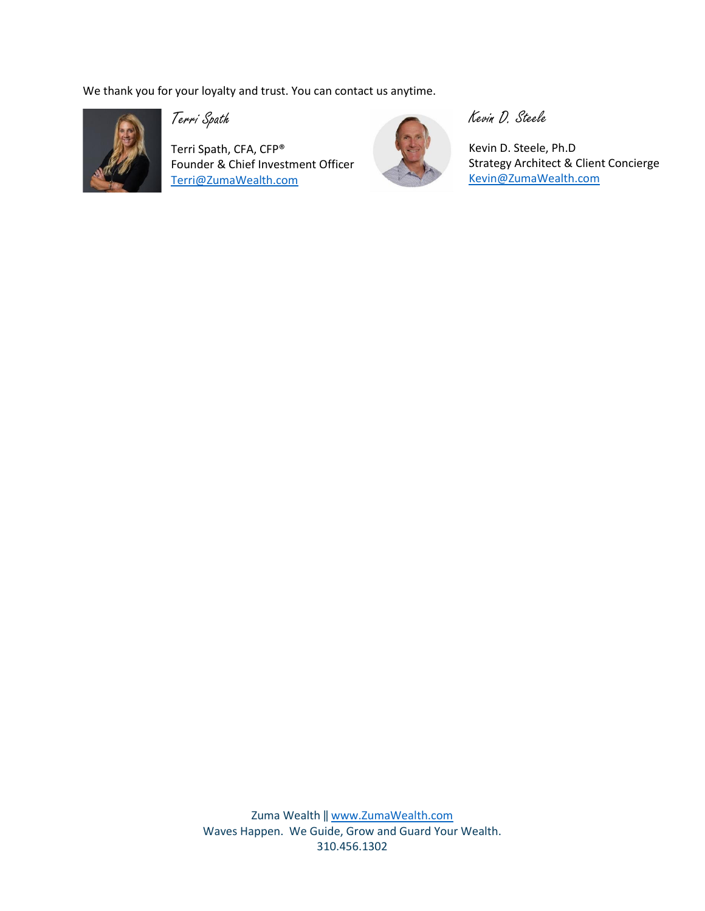We thank you for your loyalty and trust. You can contact us anytime.

*Terri Spath*

Terri Spath, CFA, CFP®
Founder & Chief Investment Officer
[Terri@ZumaWealth.com](mailto:Terri@ZumaWealth.com)

*Kevin D. Steele*

Kevin D. Steele, Ph.D
Strategy Architect & Client Concierge
[Kevin@ZumaWealth.com](mailto:Kevin@ZumaWealth.com)

Zuma Wealth || [www.ZumaWealth.com](http://www.ZumaWealth.com)
Waves Happen. We Guide, Grow and Guard Your Wealth.
310.456.1302